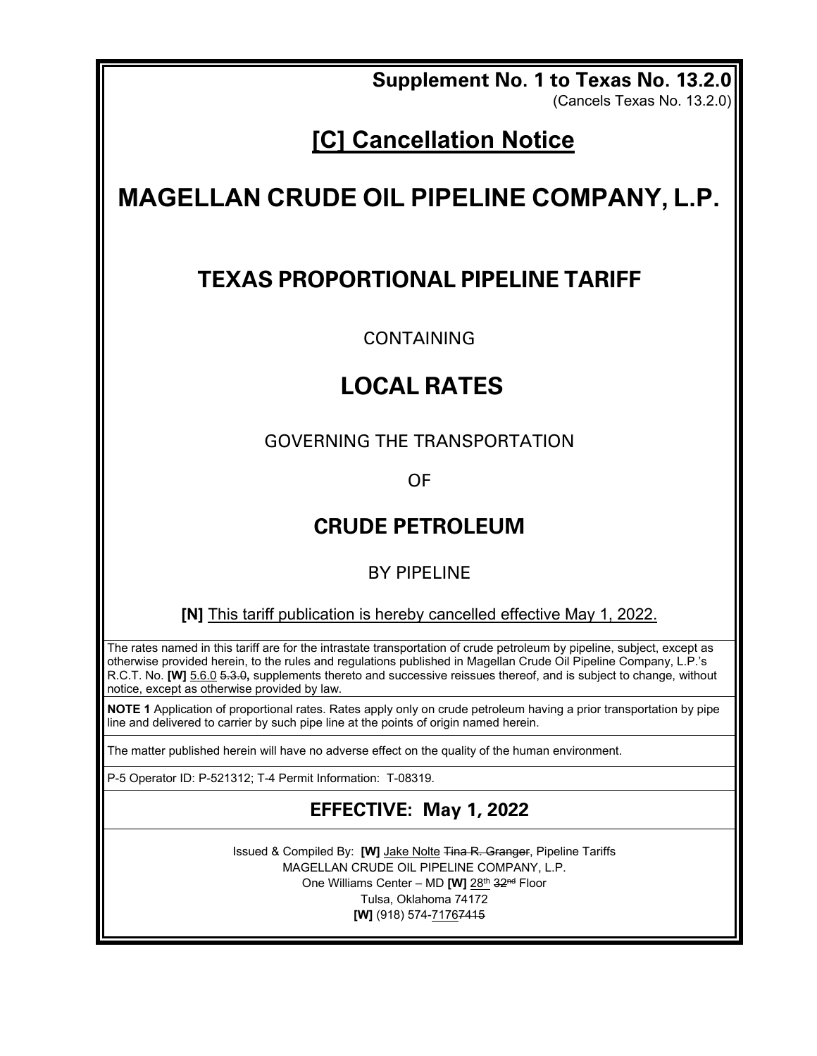**Supplement No. 1 to Texas No. 13.2.0**
(Cancels Texas No. 13.2.0)

# [C] Cancellation Notice

# MAGELLAN CRUDE OIL PIPELINE COMPANY, L.P.

## TEXAS PROPORTIONAL PIPELINE TARIFF

CONTAINING

## LOCAL RATES

GOVERNING THE TRANSPORTATION

OF

## CRUDE PETROLEUM

BY PIPELINE

**[N]** This tariff publication is hereby cancelled effective May 1, 2022.

The rates named in this tariff are for the intrastate transportation of crude petroleum by pipeline, subject, except as otherwise provided herein, to the rules and regulations published in Magellan Crude Oil Pipeline Company, L.P.'s R.C.T. No. **[W]** 5.6.0 ~~5.3.0~~, supplements thereto and successive reissues thereof, and is subject to change, without notice, except as otherwise provided by law.

**NOTE 1** Application of proportional rates. Rates apply only on crude petroleum having a prior transportation by pipe line and delivered to carrier by such pipe line at the points of origin named herein.

The matter published herein will have no adverse effect on the quality of the human environment.

P-5 Operator ID: P-521312; T-4 Permit Information: T-08319.

## EFFECTIVE: May 1, 2022

Issued & Compiled By: **[W]** Jake Nolte ~~Tina R. Granger~~, Pipeline Tariffs
MAGELLAN CRUDE OIL PIPELINE COMPANY, L.P.
One Williams Center – MD **[W]** 28th ~~32nd~~ Floor
Tulsa, Oklahoma 74172
**[W]** (918) 574-7176 ~~7415~~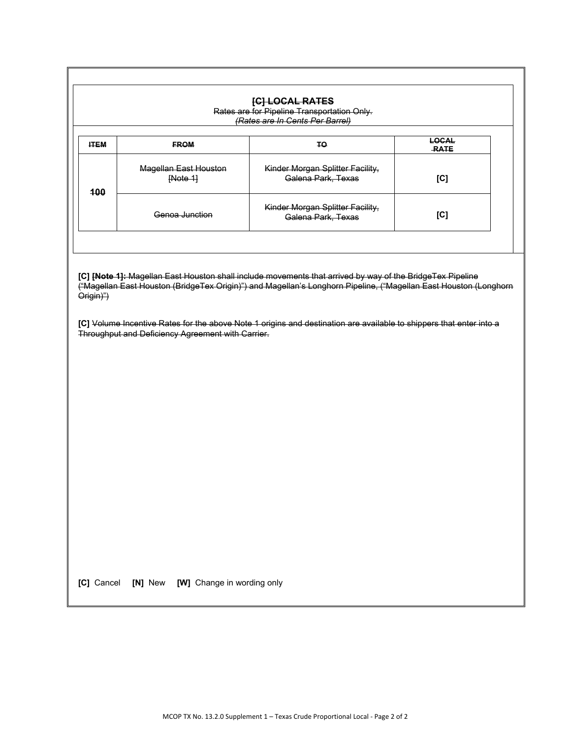## [C] ~~LOCAL RATES~~

~~Rates are for Pipeline Transportation Only.~~

~~*(Rates are In Cents Per Barrel)*~~

| ~~ITEM~~ | ~~FROM~~ | ~~TO~~ | ~~LOCAL RATE~~ |
|---|---|---|---|
| ~~100~~ | ~~Magellan East Houston [Note 1]~~ | ~~Kinder Morgan Splitter Facility, Galena Park, Texas~~ | [C] |
| | ~~Genoa Junction~~ | ~~Kinder Morgan Splitter Facility, Galena Park, Texas~~ | [C] |

**[C]** ~~**[Note 1]:** Magellan East Houston shall include movements that arrived by way of the BridgeTex Pipeline ("Magellan East Houston (BridgeTex Origin)") and Magellan's Longhorn Pipeline, ("Magellan East Houston (Longhorn Origin)")~~

**[C]** ~~Volume Incentive Rates for the above Note 1 origins and destination are available to shippers that enter into a Throughput and Deficiency Agreement with Carrier.~~

**[C]** Cancel **[N]** New **[W]** Change in wording only